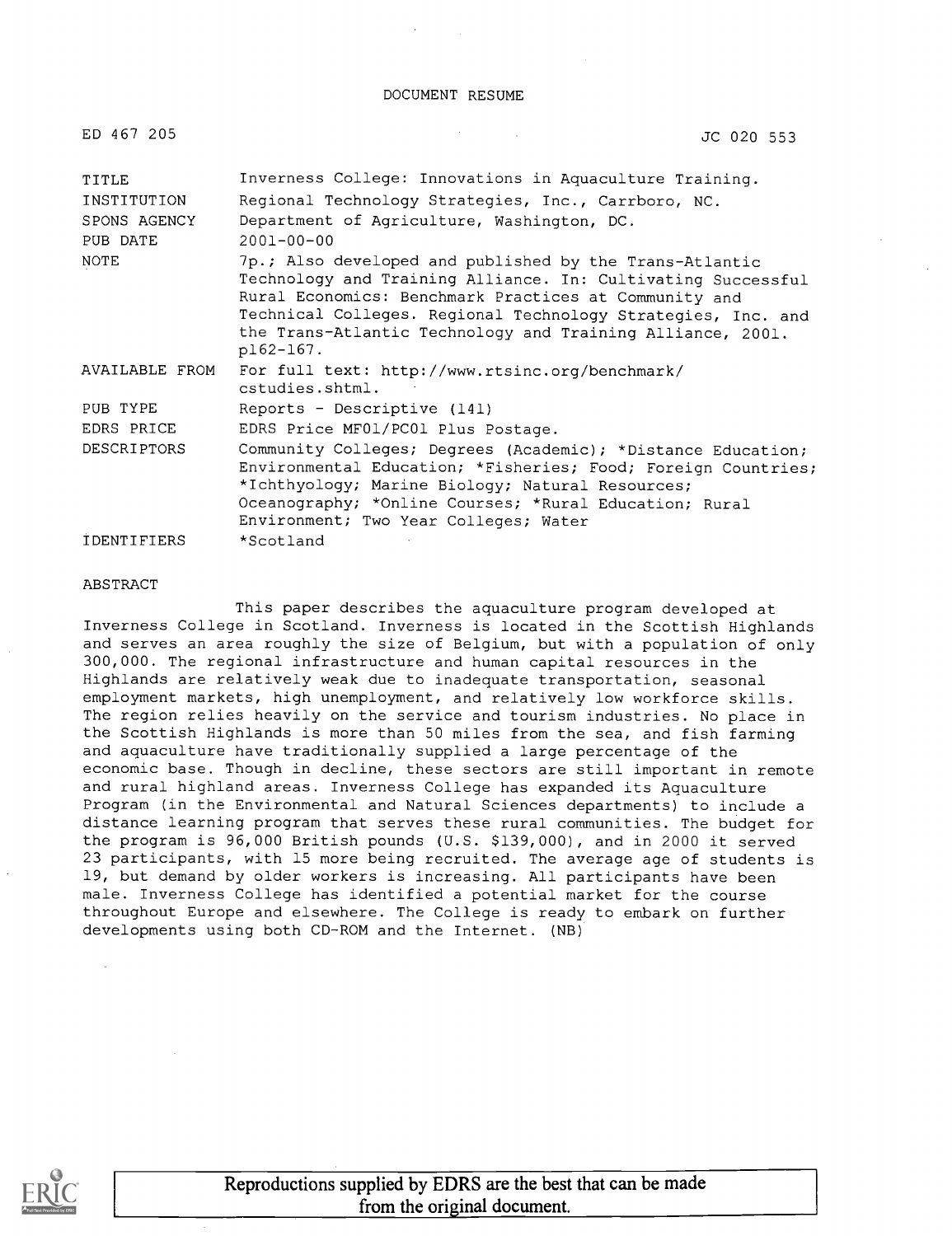DOCUMENT RESUME

ED 467 205 JC 020 553

| | |
|---|---|
| TITLE | Inverness College: Innovations in Aquaculture Training. |
| INSTITUTION | Regional Technology Strategies, Inc., Carrboro, NC. |
| SPONS AGENCY | Department of Agriculture, Washington, DC. |
| PUB DATE | 2001-00-00 |
| NOTE | 7p.; Also developed and published by the Trans-Atlantic Technology and Training Alliance. In: Cultivating Successful Rural Economics: Benchmark Practices at Community and Technical Colleges. Regional Technology Strategies, Inc. and the Trans-Atlantic Technology and Training Alliance, 2001. p162-167. |
| AVAILABLE FROM | For full text: http://www.rtsinc.org/benchmark/cstudies.shtml. |
| PUB TYPE | Reports - Descriptive (141) |
| EDRS PRICE | EDRS Price MF01/PC01 Plus Postage. |
| DESCRIPTORS | Community Colleges; Degrees (Academic); *Distance Education; Environmental Education; *Fisheries; Food; Foreign Countries; *Ichthyology; Marine Biology; Natural Resources; Oceanography; *Online Courses; *Rural Education; Rural Environment; Two Year Colleges; Water |
| IDENTIFIERS | *Scotland |

ABSTRACT

This paper describes the aquaculture program developed at Inverness College in Scotland. Inverness is located in the Scottish Highlands and serves an area roughly the size of Belgium, but with a population of only 300,000. The regional infrastructure and human capital resources in the Highlands are relatively weak due to inadequate transportation, seasonal employment markets, high unemployment, and relatively low workforce skills. The region relies heavily on the service and tourism industries. No place in the Scottish Highlands is more than 50 miles from the sea, and fish farming and aquaculture have traditionally supplied a large percentage of the economic base. Though in decline, these sectors are still important in remote and rural highland areas. Inverness College has expanded its Aquaculture Program (in the Environmental and Natural Sciences departments) to include a distance learning program that serves these rural communities. The budget for the program is 96,000 British pounds (U.S. $139,000), and in 2000 it served 23 participants, with 15 more being recruited. The average age of students is 19, but demand by older workers is increasing. All participants have been male. Inverness College has identified a potential market for the course throughout Europe and elsewhere. The College is ready to embark on further developments using both CD-ROM and the Internet. (NB)

Reproductions supplied by EDRS are the best that can be made from the original document.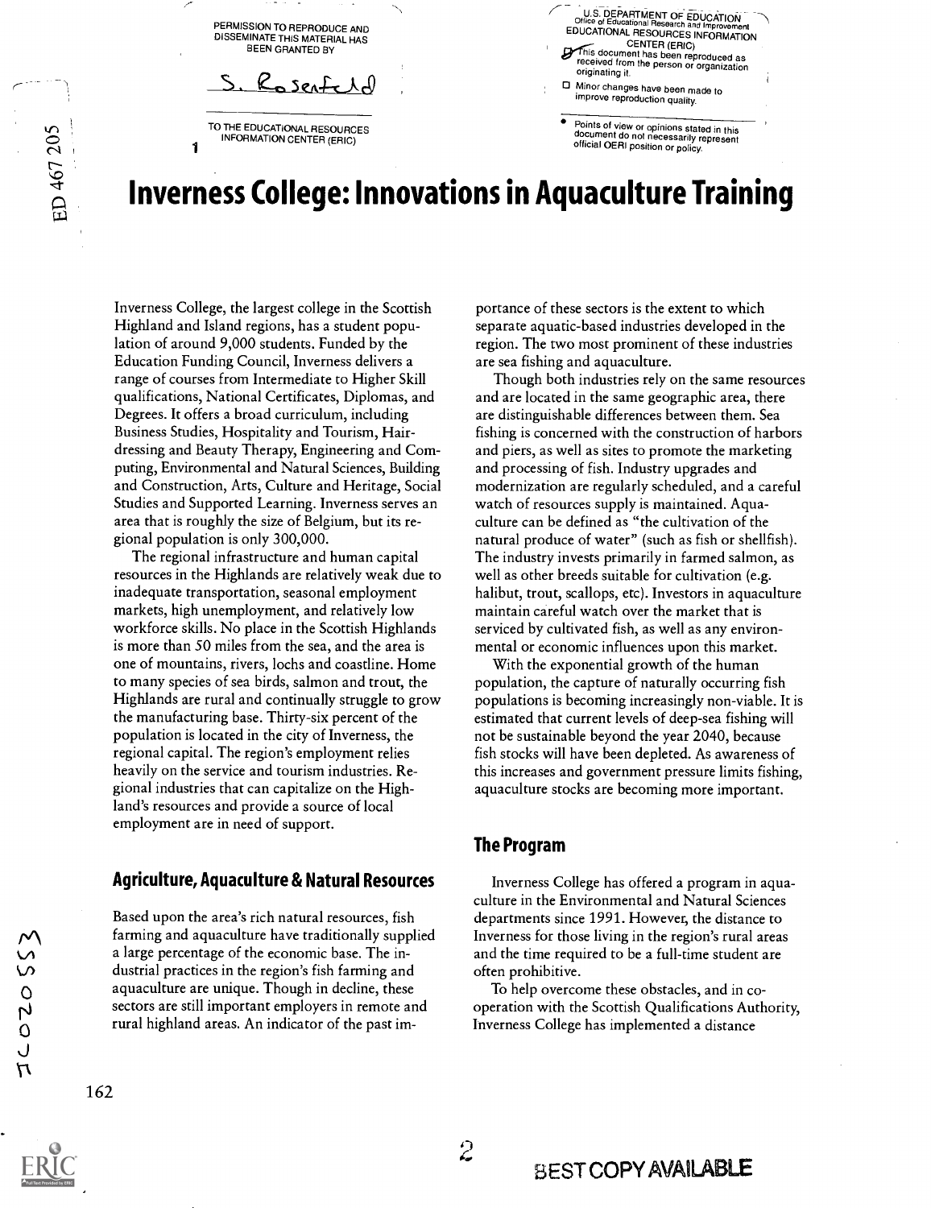# Inverness College: Innovations in Aquaculture Training

Inverness College, the largest college in the Scottish Highland and Island regions, has a student population of around 9,000 students. Funded by the Education Funding Council, Inverness delivers a range of courses from Intermediate to Higher Skill qualifications, National Certificates, Diplomas, and Degrees. It offers a broad curriculum, including Business Studies, Hospitality and Tourism, Hairdressing and Beauty Therapy, Engineering and Computing, Environmental and Natural Sciences, Building and Construction, Arts, Culture and Heritage, Social Studies and Supported Learning. Inverness serves an area that is roughly the size of Belgium, but its regional population is only 300,000.

The regional infrastructure and human capital resources in the Highlands are relatively weak due to inadequate transportation, seasonal employment markets, high unemployment, and relatively low workforce skills. No place in the Scottish Highlands is more than 50 miles from the sea, and the area is one of mountains, rivers, lochs and coastline. Home to many species of sea birds, salmon and trout, the Highlands are rural and continually struggle to grow the manufacturing base. Thirty-six percent of the population is located in the city of Inverness, the regional capital. The region's employment relies heavily on the service and tourism industries. Regional industries that can capitalize on the Highland's resources and provide a source of local employment are in need of support.

## Agriculture, Aquaculture & Natural Resources

Based upon the area's rich natural resources, fish farming and aquaculture have traditionally supplied a large percentage of the economic base. The industrial practices in the region's fish farming and aquaculture are unique. Though in decline, these sectors are still important employers in remote and rural highland areas. An indicator of the past importance of these sectors is the extent to which separate aquatic-based industries developed in the region. The two most prominent of these industries are sea fishing and aquaculture.

Though both industries rely on the same resources and are located in the same geographic area, there are distinguishable differences between them. Sea fishing is concerned with the construction of harbors and piers, as well as sites to promote the marketing and processing of fish. Industry upgrades and modernization are regularly scheduled, and a careful watch of resources supply is maintained. Aquaculture can be defined as "the cultivation of the natural produce of water" (such as fish or shellfish). The industry invests primarily in farmed salmon, as well as other breeds suitable for cultivation (e.g. halibut, trout, scallops, etc). Investors in aquaculture maintain careful watch over the market that is serviced by cultivated fish, as well as any environmental or economic influences upon this market.

With the exponential growth of the human population, the capture of naturally occurring fish populations is becoming increasingly non-viable. It is estimated that current levels of deep-sea fishing will not be sustainable beyond the year 2040, because fish stocks will have been depleted. As awareness of this increases and government pressure limits fishing, aquaculture stocks are becoming more important.

## The Program

Inverness College has offered a program in aquaculture in the Environmental and Natural Sciences departments since 1991. However, the distance to Inverness for those living in the region's rural areas and the time required to be a full-time student are often prohibitive.

To help overcome these obstacles, and in cooperation with the Scottish Qualifications Authority, Inverness College has implemented a distance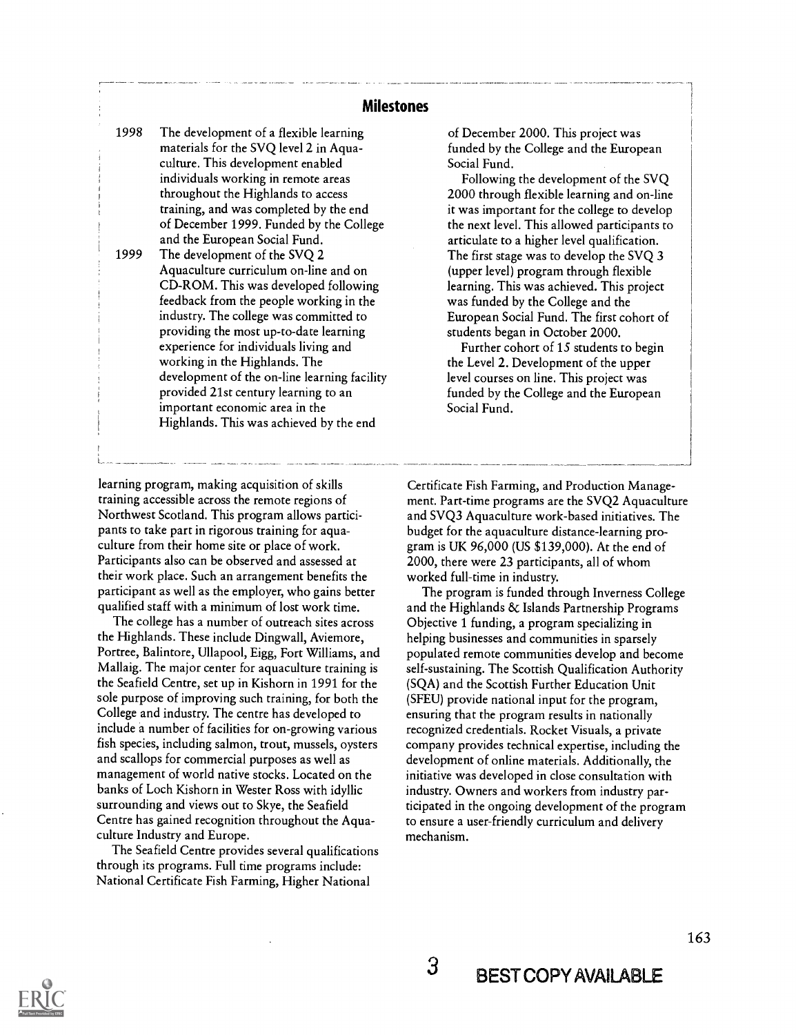## Milestones

1998 The development of a flexible learning materials for the SVQ level 2 in Aquaculture. This development enabled individuals working in remote areas throughout the Highlands to access training, and was completed by the end of December 1999. Funded by the College and the European Social Fund.

1999 The development of the SVQ 2 Aquaculture curriculum on-line and on CD-ROM. This was developed following feedback from the people working in the industry. The college was committed to providing the most up-to-date learning experience for individuals living and working in the Highlands. The development of the on-line learning facility provided 21st century learning to an important economic area in the Highlands. This was achieved by the end of December 2000. This project was funded by the College and the European Social Fund.

Following the development of the SVQ 2000 through flexible learning and on-line it was important for the college to develop the next level. This allowed participants to articulate to a higher level qualification. The first stage was to develop the SVQ 3 (upper level) program through flexible learning. This was achieved. This project was funded by the College and the European Social Fund. The first cohort of students began in October 2000.

Further cohort of 15 students to begin the Level 2. Development of the upper level courses on line. This project was funded by the College and the European Social Fund.

learning program, making acquisition of skills training accessible across the remote regions of Northwest Scotland. This program allows participants to take part in rigorous training for aquaculture from their home site or place of work. Participants also can be observed and assessed at their work place. Such an arrangement benefits the participant as well as the employer, who gains better qualified staff with a minimum of lost work time.

The college has a number of outreach sites across the Highlands. These include Dingwall, Aviemore, Portree, Balintore, Ullapool, Eigg, Fort Williams, and Mallaig. The major center for aquaculture training is the Seafield Centre, set up in Kishorn in 1991 for the sole purpose of improving such training, for both the College and industry. The centre has developed to include a number of facilities for on-growing various fish species, including salmon, trout, mussels, oysters and scallops for commercial purposes as well as management of world native stocks. Located on the banks of Loch Kishorn in Wester Ross with idyllic surrounding and views out to Skye, the Seafield Centre has gained recognition throughout the Aquaculture Industry and Europe.

The Seafield Centre provides several qualifications through its programs. Full time programs include: National Certificate Fish Farming, Higher National Certificate Fish Farming, and Production Management. Part-time programs are the SVQ2 Aquaculture and SVQ3 Aquaculture work-based initiatives. The budget for the aquaculture distance-learning program is UK 96,000 (US $139,000). At the end of 2000, there were 23 participants, all of whom worked full-time in industry.

The program is funded through Inverness College and the Highlands & Islands Partnership Programs Objective 1 funding, a program specializing in helping businesses and communities in sparsely populated remote communities develop and become self-sustaining. The Scottish Qualification Authority (SQA) and the Scottish Further Education Unit (SFEU) provide national input for the program, ensuring that the program results in nationally recognized credentials. Rocket Visuals, a private company provides technical expertise, including the development of online materials. Additionally, the initiative was developed in close consultation with industry. Owners and workers from industry participated in the ongoing development of the program to ensure a user-friendly curriculum and delivery mechanism.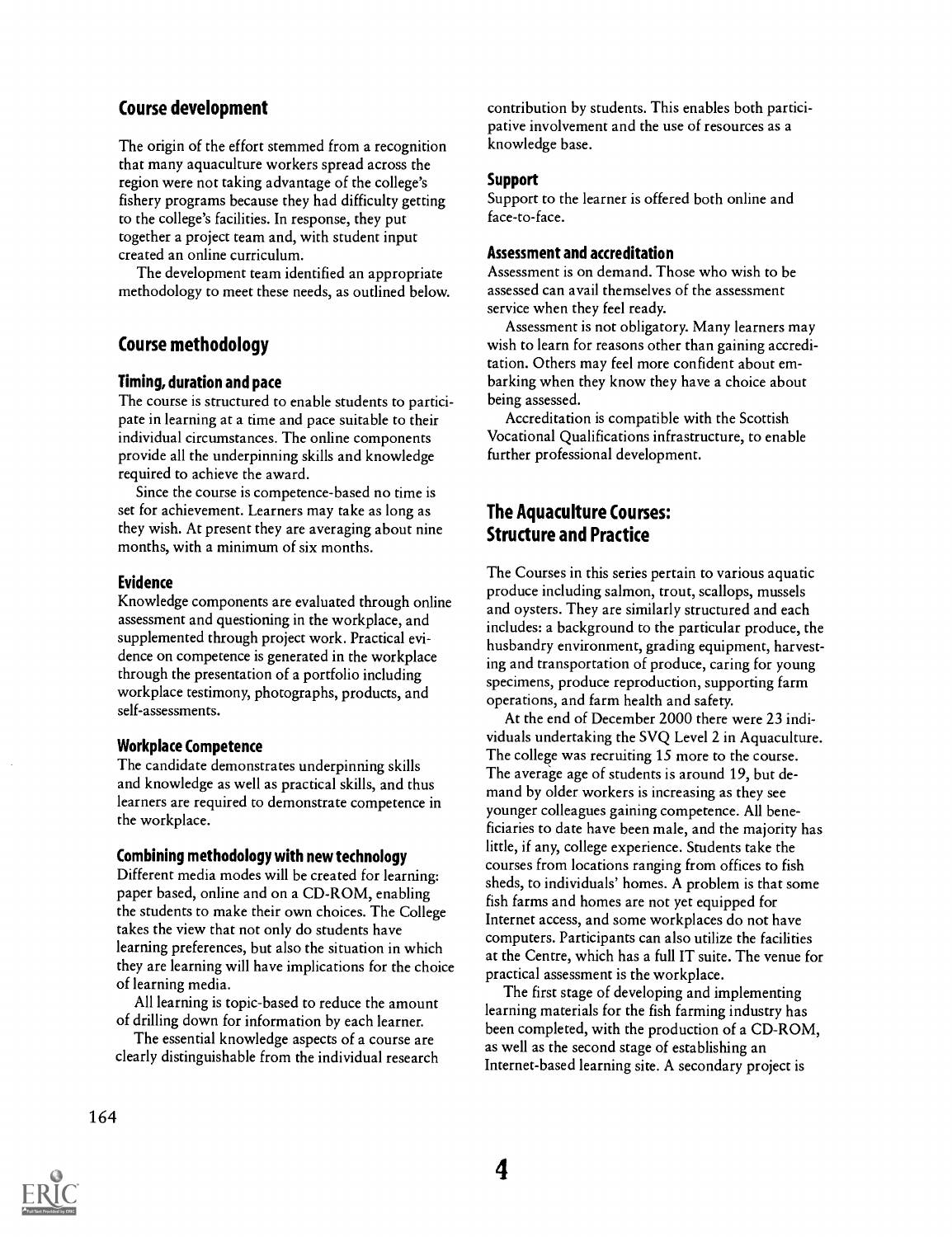## Course development

The origin of the effort stemmed from a recognition that many aquaculture workers spread across the region were not taking advantage of the college's fishery programs because they had difficulty getting to the college's facilities. In response, they put together a project team and, with student input created an online curriculum.

The development team identified an appropriate methodology to meet these needs, as outlined below.

## Course methodology

### Timing, duration and pace

The course is structured to enable students to participate in learning at a time and pace suitable to their individual circumstances. The online components provide all the underpinning skills and knowledge required to achieve the award.

Since the course is competence-based no time is set for achievement. Learners may take as long as they wish. At present they are averaging about nine months, with a minimum of six months.

### Evidence

Knowledge components are evaluated through online assessment and questioning in the workplace, and supplemented through project work. Practical evidence on competence is generated in the workplace through the presentation of a portfolio including workplace testimony, photographs, products, and self-assessments.

### Workplace Competence

The candidate demonstrates underpinning skills and knowledge as well as practical skills, and thus learners are required to demonstrate competence in the workplace.

### Combining methodology with new technology

Different media modes will be created for learning: paper based, online and on a CD-ROM, enabling the students to make their own choices. The College takes the view that not only do students have learning preferences, but also the situation in which they are learning will have implications for the choice of learning media.

All learning is topic-based to reduce the amount of drilling down for information by each learner.

The essential knowledge aspects of a course are clearly distinguishable from the individual research contribution by students. This enables both participative involvement and the use of resources as a knowledge base.

### Support

Support to the learner is offered both online and face-to-face.

### Assessment and accreditation

Assessment is on demand. Those who wish to be assessed can avail themselves of the assessment service when they feel ready.

Assessment is not obligatory. Many learners may wish to learn for reasons other than gaining accreditation. Others may feel more confident about embarking when they know they have a choice about being assessed.

Accreditation is compatible with the Scottish Vocational Qualifications infrastructure, to enable further professional development.

## The Aquaculture Courses: Structure and Practice

The Courses in this series pertain to various aquatic produce including salmon, trout, scallops, mussels and oysters. They are similarly structured and each includes: a background to the particular produce, the husbandry environment, grading equipment, harvesting and transportation of produce, caring for young specimens, produce reproduction, supporting farm operations, and farm health and safety.

At the end of December 2000 there were 23 individuals undertaking the SVQ Level 2 in Aquaculture. The college was recruiting 15 more to the course. The average age of students is around 19, but demand by older workers is increasing as they see younger colleagues gaining competence. All beneficiaries to date have been male, and the majority has little, if any, college experience. Students take the courses from locations ranging from offices to fish sheds, to individuals' homes. A problem is that some fish farms and homes are not yet equipped for Internet access, and some workplaces do not have computers. Participants can also utilize the facilities at the Centre, which has a full IT suite. The venue for practical assessment is the workplace.

The first stage of developing and implementing learning materials for the fish farming industry has been completed, with the production of a CD-ROM, as well as the second stage of establishing an Internet-based learning site. A secondary project is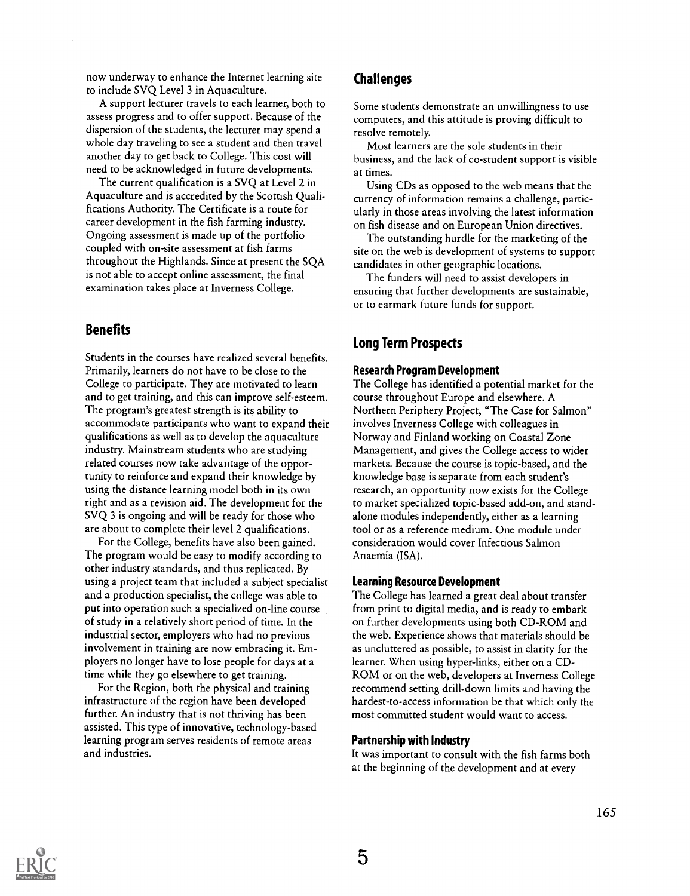now underway to enhance the Internet learning site to include SVQ Level 3 in Aquaculture.

A support lecturer travels to each learner, both to assess progress and to offer support. Because of the dispersion of the students, the lecturer may spend a whole day traveling to see a student and then travel another day to get back to College. This cost will need to be acknowledged in future developments.

The current qualification is a SVQ at Level 2 in Aquaculture and is accredited by the Scottish Qualifications Authority. The Certificate is a route for career development in the fish farming industry. Ongoing assessment is made up of the portfolio coupled with on-site assessment at fish farms throughout the Highlands. Since at present the SQA is not able to accept online assessment, the final examination takes place at Inverness College.

## Benefits

Students in the courses have realized several benefits. Primarily, learners do not have to be close to the College to participate. They are motivated to learn and to get training, and this can improve self-esteem. The program's greatest strength is its ability to accommodate participants who want to expand their qualifications as well as to develop the aquaculture industry. Mainstream students who are studying related courses now take advantage of the opportunity to reinforce and expand their knowledge by using the distance learning model both in its own right and as a revision aid. The development for the SVQ 3 is ongoing and will be ready for those who are about to complete their level 2 qualifications.

For the College, benefits have also been gained. The program would be easy to modify according to other industry standards, and thus replicated. By using a project team that included a subject specialist and a production specialist, the college was able to put into operation such a specialized on-line course of study in a relatively short period of time. In the industrial sector, employers who had no previous involvement in training are now embracing it. Employers no longer have to lose people for days at a time while they go elsewhere to get training.

For the Region, both the physical and training infrastructure of the region have been developed further. An industry that is not thriving has been assisted. This type of innovative, technology-based learning program serves residents of remote areas and industries.

## Challenges

Some students demonstrate an unwillingness to use computers, and this attitude is proving difficult to resolve remotely.

Most learners are the sole students in their business, and the lack of co-student support is visible at times.

Using CDs as opposed to the web means that the currency of information remains a challenge, particularly in those areas involving the latest information on fish disease and on European Union directives.

The outstanding hurdle for the marketing of the site on the web is development of systems to support candidates in other geographic locations.

The funders will need to assist developers in ensuring that further developments are sustainable, or to earmark future funds for support.

## Long Term Prospects

### Research Program Development

The College has identified a potential market for the course throughout Europe and elsewhere. A Northern Periphery Project, "The Case for Salmon" involves Inverness College with colleagues in Norway and Finland working on Coastal Zone Management, and gives the College access to wider markets. Because the course is topic-based, and the knowledge base is separate from each student's research, an opportunity now exists for the College to market specialized topic-based add-on, and stand-alone modules independently, either as a learning tool or as a reference medium. One module under consideration would cover Infectious Salmon Anaemia (ISA).

### Learning Resource Development

The College has learned a great deal about transfer from print to digital media, and is ready to embark on further developments using both CD-ROM and the web. Experience shows that materials should be as uncluttered as possible, to assist in clarity for the learner. When using hyper-links, either on a CD-ROM or on the web, developers at Inverness College recommend setting drill-down limits and having the hardest-to-access information be that which only the most committed student would want to access.

### Partnership with Industry

It was important to consult with the fish farms both at the beginning of the development and at every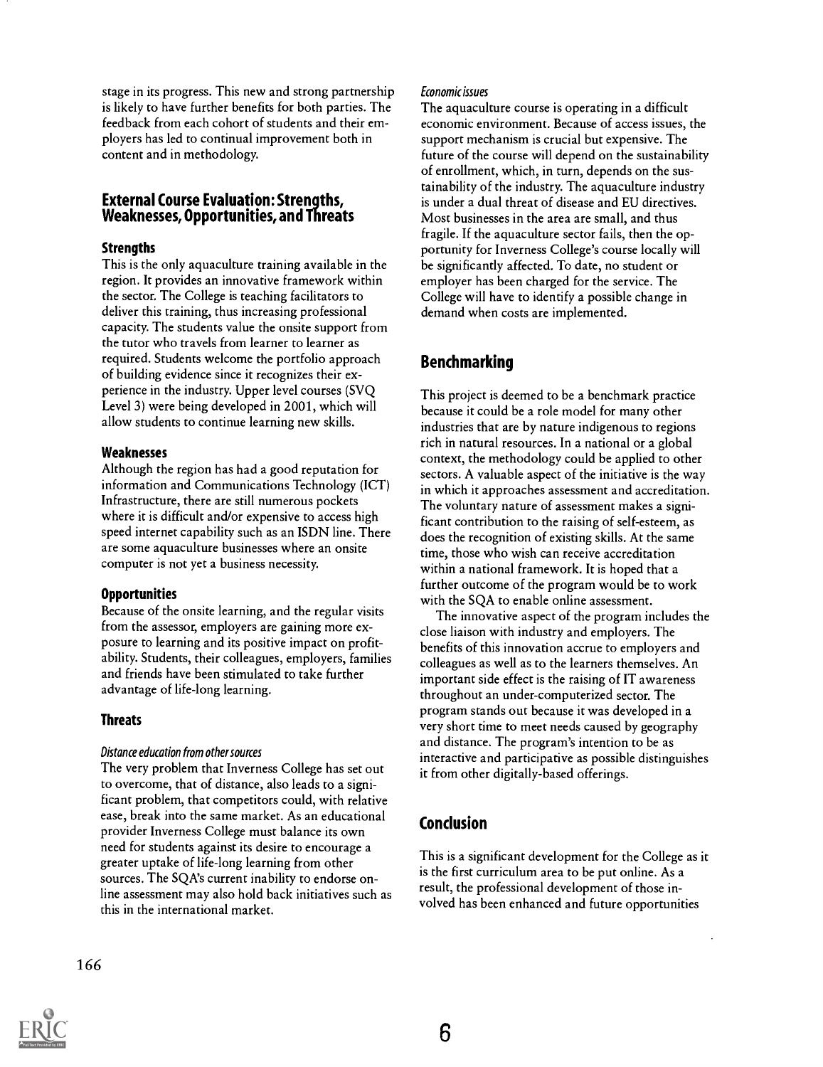stage in its progress. This new and strong partnership is likely to have further benefits for both parties. The feedback from each cohort of students and their employers has led to continual improvement both in content and in methodology.

## External Course Evaluation: Strengths, Weaknesses, Opportunities, and Threats

### Strengths

This is the only aquaculture training available in the region. It provides an innovative framework within the sector. The College is teaching facilitators to deliver this training, thus increasing professional capacity. The students value the onsite support from the tutor who travels from learner to learner as required. Students welcome the portfolio approach of building evidence since it recognizes their experience in the industry. Upper level courses (SVQ Level 3) were being developed in 2001, which will allow students to continue learning new skills.

### Weaknesses

Although the region has had a good reputation for information and Communications Technology (ICT) Infrastructure, there are still numerous pockets where it is difficult and/or expensive to access high speed internet capability such as an ISDN line. There are some aquaculture businesses where an onsite computer is not yet a business necessity.

### Opportunities

Because of the onsite learning, and the regular visits from the assessor, employers are gaining more exposure to learning and its positive impact on profitability. Students, their colleagues, employers, families and friends have been stimulated to take further advantage of life-long learning.

### Threats

#### *Distance education from other sources*

The very problem that Inverness College has set out to overcome, that of distance, also leads to a significant problem, that competitors could, with relative ease, break into the same market. As an educational provider Inverness College must balance its own need for students against its desire to encourage a greater uptake of life-long learning from other sources. The SQA's current inability to endorse online assessment may also hold back initiatives such as this in the international market.

#### *Economic issues*

The aquaculture course is operating in a difficult economic environment. Because of access issues, the support mechanism is crucial but expensive. The future of the course will depend on the sustainability of enrollment, which, in turn, depends on the sustainability of the industry. The aquaculture industry is under a dual threat of disease and EU directives. Most businesses in the area are small, and thus fragile. If the aquaculture sector fails, then the opportunity for Inverness College's course locally will be significantly affected. To date, no student or employer has been charged for the service. The College will have to identify a possible change in demand when costs are implemented.

## Benchmarking

This project is deemed to be a benchmark practice because it could be a role model for many other industries that are by nature indigenous to regions rich in natural resources. In a national or a global context, the methodology could be applied to other sectors. A valuable aspect of the initiative is the way in which it approaches assessment and accreditation. The voluntary nature of assessment makes a significant contribution to the raising of self-esteem, as does the recognition of existing skills. At the same time, those who wish can receive accreditation within a national framework. It is hoped that a further outcome of the program would be to work with the SQA to enable online assessment.

The innovative aspect of the program includes the close liaison with industry and employers. The benefits of this innovation accrue to employers and colleagues as well as to the learners themselves. An important side effect is the raising of IT awareness throughout an under-computerized sector. The program stands out because it was developed in a very short time to meet needs caused by geography and distance. The program's intention to be as interactive and participative as possible distinguishes it from other digitally-based offerings.

## Conclusion

This is a significant development for the College as it is the first curriculum area to be put online. As a result, the professional development of those involved has been enhanced and future opportunities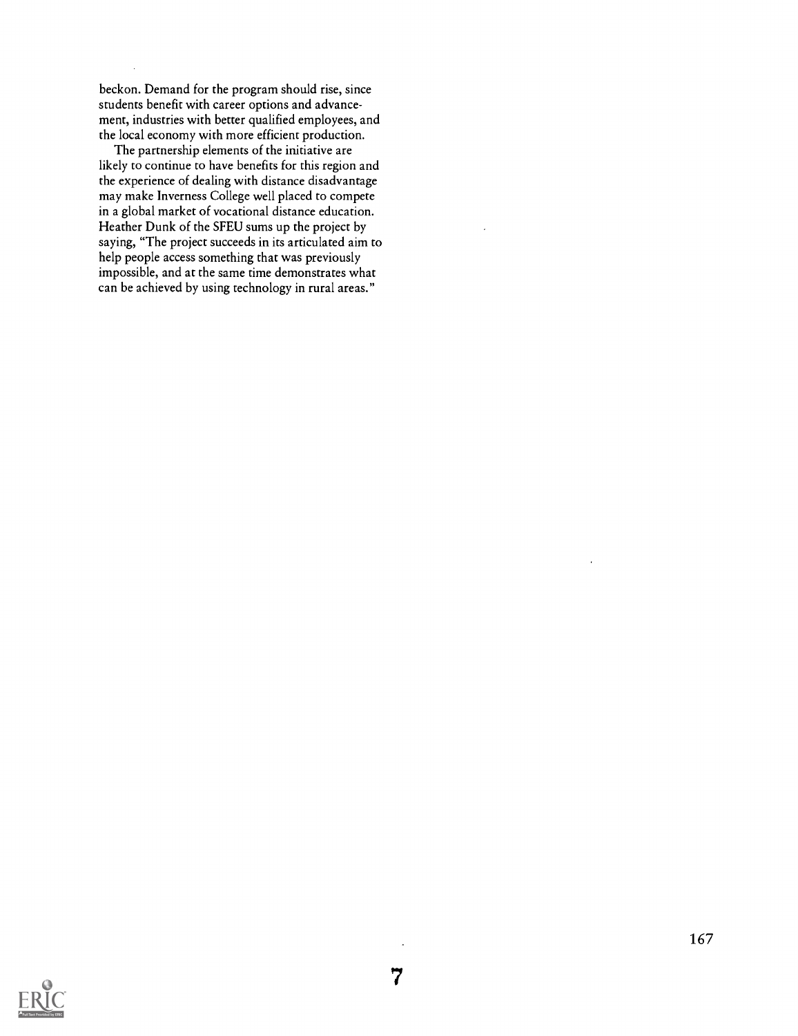beckon. Demand for the program should rise, since students benefit with career options and advancement, industries with better qualified employees, and the local economy with more efficient production.

The partnership elements of the initiative are likely to continue to have benefits for this region and the experience of dealing with distance disadvantage may make Inverness College well placed to compete in a global market of vocational distance education. Heather Dunk of the SFEU sums up the project by saying, "The project succeeds in its articulated aim to help people access something that was previously impossible, and at the same time demonstrates what can be achieved by using technology in rural areas."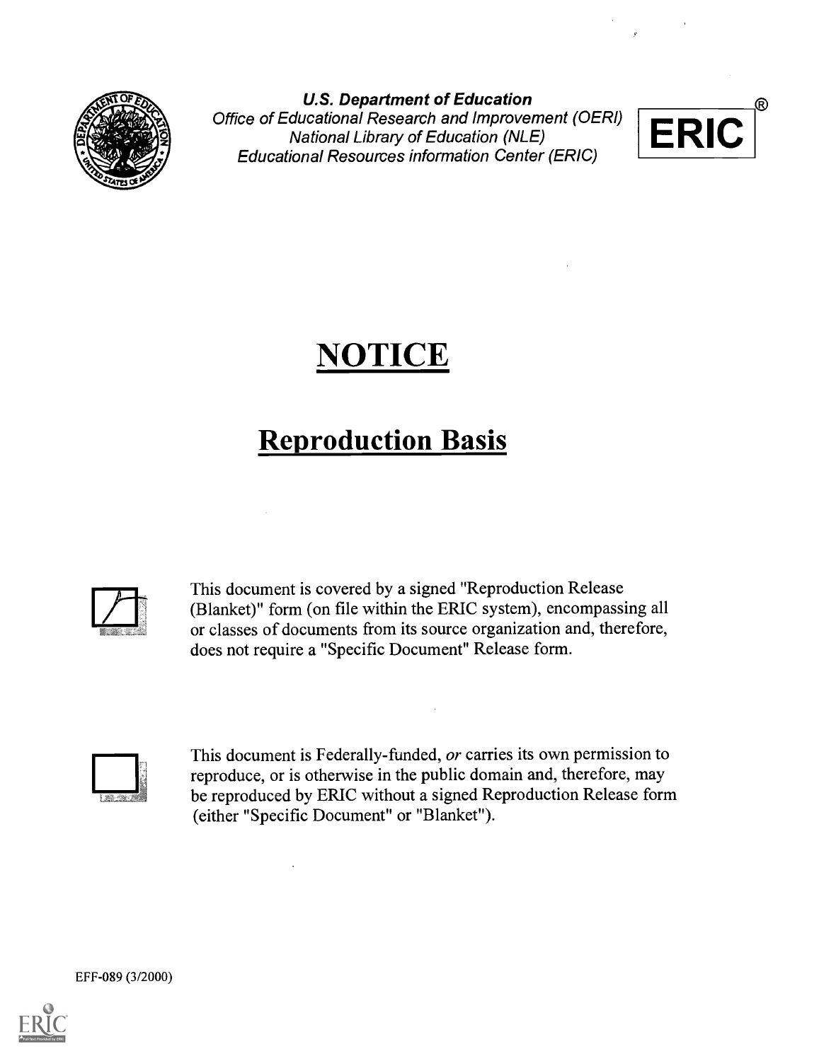**U.S. Department of Education**
*Office of Educational Research and Improvement (OERI)*
*National Library of Education (NLE)*
*Educational Resources information Center (ERIC)*

ERIC®

# NOTICE

# Reproduction Basis

- [x] This document is covered by a signed "Reproduction Release (Blanket)" form (on file within the ERIC system), encompassing all or classes of documents from its source organization and, therefore, does not require a "Specific Document" Release form.

- [ ] This document is Federally-funded, *or* carries its own permission to reproduce, or is otherwise in the public domain and, therefore, may be reproduced by ERIC without a signed Reproduction Release form (either "Specific Document" or "Blanket").

EFF-089 (3/2000)